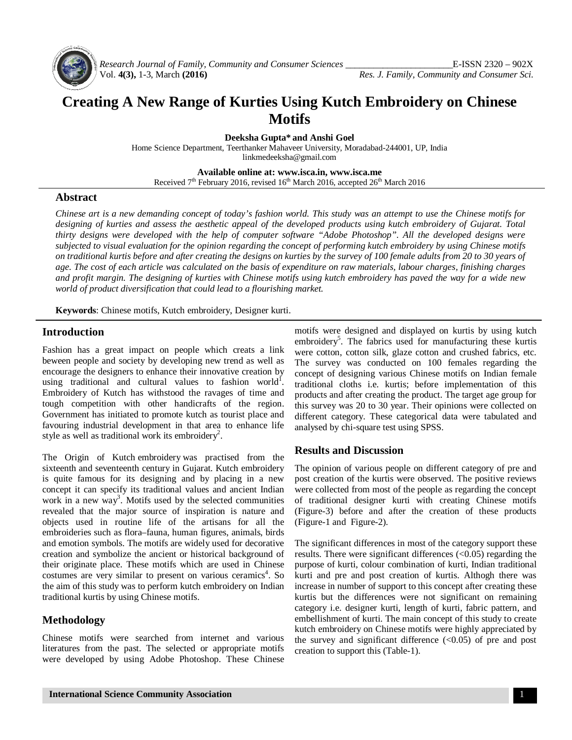# Creating A New Range of Kurties Using Kutch Embroidery on Chinese Motifs

**Deeksha Gupta\* and Anshi Goel**

Home Science Department, Teerthanker Mahaveer University, Moradabad-244001, UP, India
linkmedeeksha@gmail.com

**Available online at: www.isca.in, www.isca.me**

Received 7th February 2016, revised 16th March 2016, accepted 26th March 2016

## Abstract

*Chinese art is a new demanding concept of today's fashion world. This study was an attempt to use the Chinese motifs for designing of kurties and assess the aesthetic appeal of the developed products using kutch embroidery of Gujarat. Total thirty designs were developed with the help of computer software "Adobe Photoshop". All the developed designs were subjected to visual evaluation for the opinion regarding the concept of performing kutch embroidery by using Chinese motifs on traditional kurtis before and after creating the designs on kurties by the survey of 100 female adults from 20 to 30 years of age. The cost of each article was calculated on the basis of expenditure on raw materials, labour charges, finishing charges and profit margin. The designing of kurties with Chinese motifs using kutch embroidery has paved the way for a wide new world of product diversification that could lead to a flourishing market.*

**Keywords**: Chinese motifs, Kutch embroidery, Designer kurti.

## Introduction

Fashion has a great impact on people which creats a link beween people and society by developing new trend as well as encourage the designers to enhance their innovative creation by using traditional and cultural values to fashion world[1]. Embroidery of Kutch has withstood the ravages of time and tough competition with other handicrafts of the region. Government has initiated to promote kutch as tourist place and favouring industrial development in that area to enhance life style as well as traditional work its embroidery[2].

The Origin of Kutch embroidery was practised from the sixteenth and seventeenth century in Gujarat. Kutch embroidery is quite famous for its designing and by placing in a new concept it can specify its traditional values and ancient Indian work in a new way[3]. Motifs used by the selected communities revealed that the major source of inspiration is nature and objects used in routine life of the artisans for all the embroideries such as flora–fauna, human figures, animals, birds and emotion symbols. The motifs are widely used for decorative creation and symbolize the ancient or historical background of their originate place. These motifs which are used in Chinese costumes are very similar to present on various ceramics[4]. So the aim of this study was to perform kutch embroidery on Indian traditional kurtis by using Chinese motifs.

## Methodology

Chinese motifs were searched from internet and various literatures from the past. The selected or appropriate motifs were developed by using Adobe Photoshop. These Chinese motifs were designed and displayed on kurtis by using kutch embroidery[5]. The fabrics used for manufacturing these kurtis were cotton, cotton silk, glaze cotton and crushed fabrics, etc. The survey was conducted on 100 females regarding the concept of designing various Chinese motifs on Indian female traditional cloths i.e. kurtis; before implementation of this products and after creating the product. The target age group for this survey was 20 to 30 year. Their opinions were collected on different category. These categorical data were tabulated and analysed by chi-square test using SPSS.

## Results and Discussion

The opinion of various people on different category of pre and post creation of the kurtis were observed. The positive reviews were collected from most of the people as regarding the concept of traditional designer kurti with creating Chinese motifs (Figure-3) before and after the creation of these products (Figure-1 and Figure-2).

The significant differences in most of the category support these results. There were significant differences (<0.05) regarding the purpose of kurti, colour combination of kurti, Indian traditional kurti and pre and post creation of kurtis. Althogh there was increase in number of support to this concept after creating these kurtis but the differences were not significant on remaining category i.e. designer kurti, length of kurti, fabric pattern, and embellishment of kurti. The main concept of this study to create kutch embroidery on Chinese motifs were highly appreciated by the survey and significant difference (<0.05) of pre and post creation to support this (Table-1).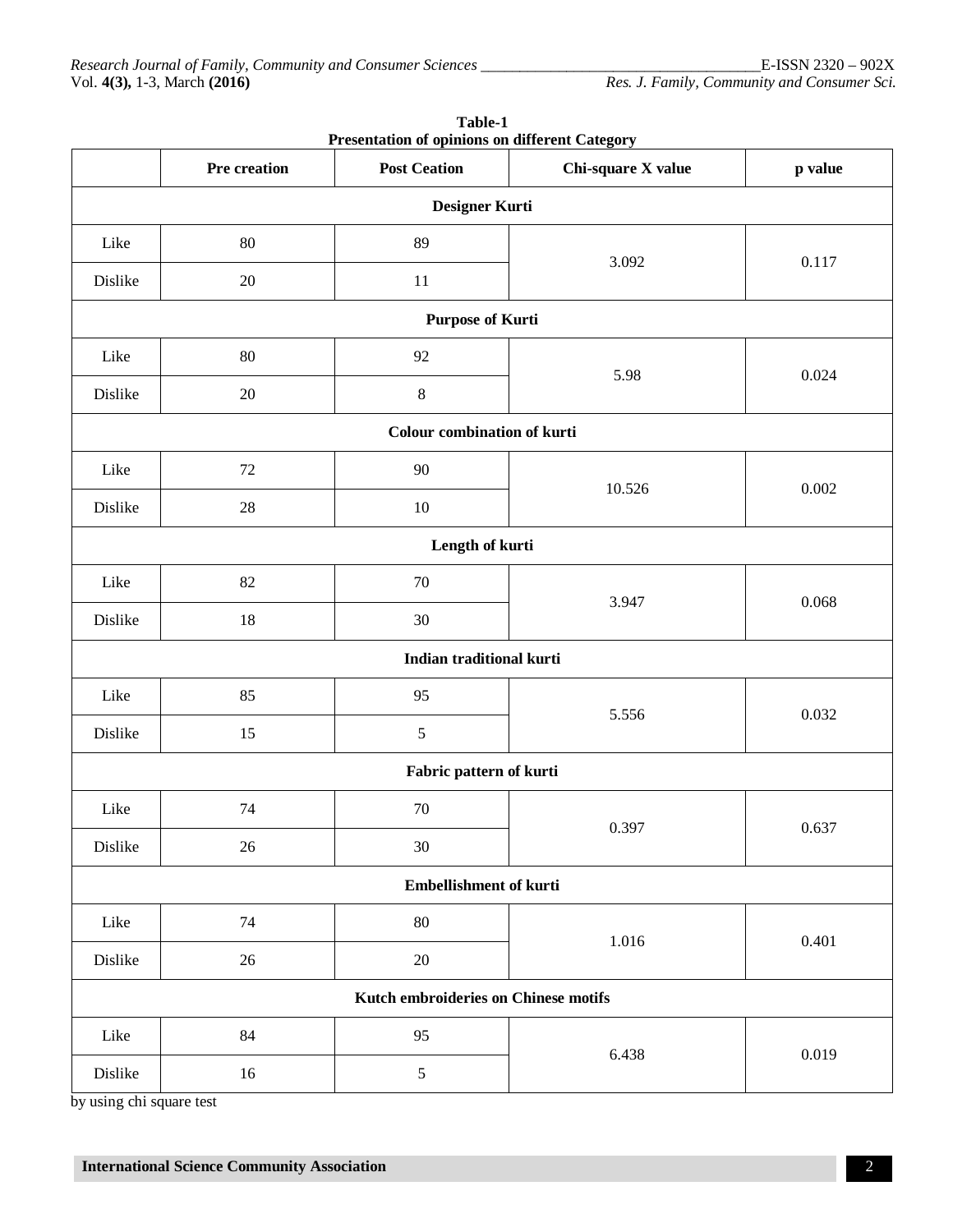**Table-1**
**Presentation of opinions on different Category**

| | Pre creation | Post Ceation | Chi-square X value | p value |
|---|---|---|---|---|
| **Designer Kurti** | | | | |
| Like | 80 | 89 | 3.092 | 0.117 |
| Dislike | 20 | 11 | | |
| **Purpose of Kurti** | | | | |
| Like | 80 | 92 | 5.98 | 0.024 |
| Dislike | 20 | 8 | | |
| **Colour combination of kurti** | | | | |
| Like | 72 | 90 | 10.526 | 0.002 |
| Dislike | 28 | 10 | | |
| **Length of kurti** | | | | |
| Like | 82 | 70 | 3.947 | 0.068 |
| Dislike | 18 | 30 | | |
| **Indian traditional kurti** | | | | |
| Like | 85 | 95 | 5.556 | 0.032 |
| Dislike | 15 | 5 | | |
| **Fabric pattern of kurti** | | | | |
| Like | 74 | 70 | 0.397 | 0.637 |
| Dislike | 26 | 30 | | |
| **Embellishment of kurti** | | | | |
| Like | 74 | 80 | 1.016 | 0.401 |
| Dislike | 26 | 20 | | |
| **Kutch embroideries on Chinese motifs** | | | | |
| Like | 84 | 95 | 6.438 | 0.019 |
| Dislike | 16 | 5 | | |

by using chi square test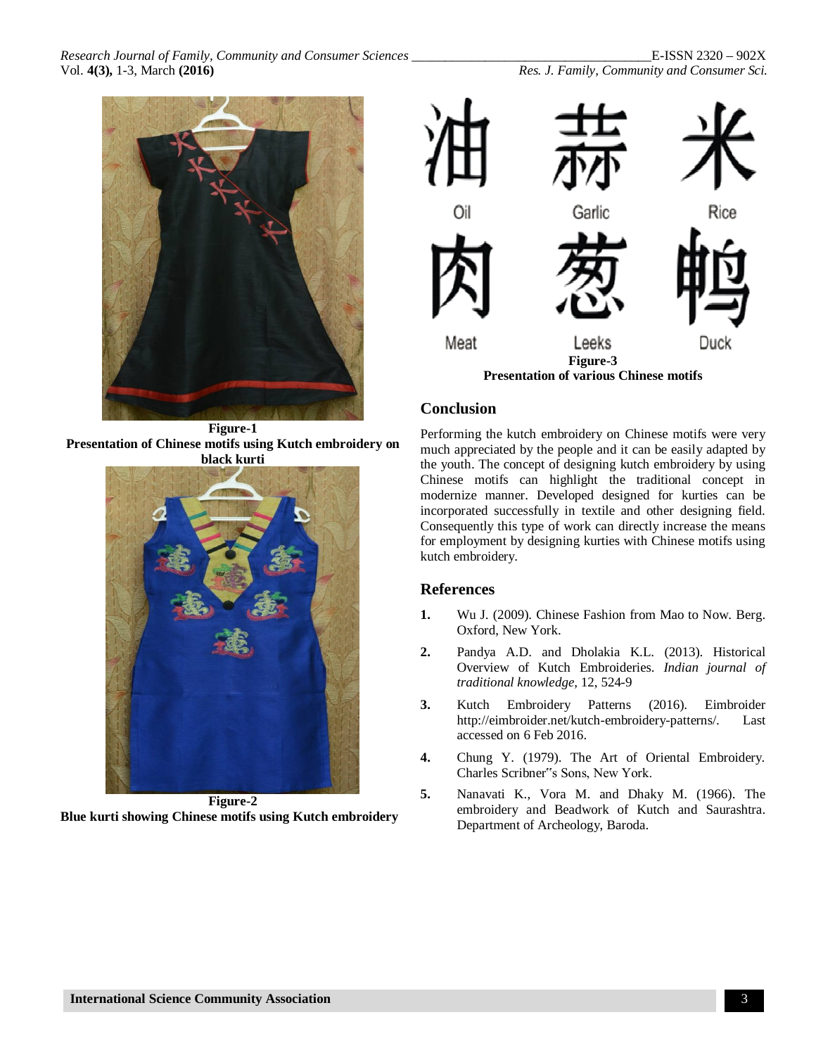Figure-1
**Presentation of Chinese motifs using Kutch embroidery on black kurti**

Figure-2
**Blue kurti showing Chinese motifs using Kutch embroidery**

油 蒜 米

Oil Garlic Rice

肉 葱 鴨

Meat Leeks Duck

Figure-3
**Presentation of various Chinese motifs**

## Conclusion

Performing the kutch embroidery on Chinese motifs were very much appreciated by the people and it can be easily adapted by the youth. The concept of designing kutch embroidery by using Chinese motifs can highlight the traditional concept in modernize manner. Developed designed for kurties can be incorporated successfully in textile and other designing field. Consequently this type of work can directly increase the means for employment by designing kurties with Chinese motifs using kutch embroidery.

## References

1. Wu J. (2009). Chinese Fashion from Mao to Now. Berg. Oxford, New York.
2. Pandya A.D. and Dholakia K.L. (2013). Historical Overview of Kutch Embroideries. *Indian journal of traditional knowledge*, 12, 524-9
3. Kutch Embroidery Patterns (2016). Eimbroider http://eimbroider.net/kutch-embroidery-patterns/. Last accessed on 6 Feb 2016.
4. Chung Y. (1979). The Art of Oriental Embroidery. Charles Scribner‟s Sons, New York.
5. Nanavati K., Vora M. and Dhaky M. (1966). The embroidery and Beadwork of Kutch and Saurashtra. Department of Archeology, Baroda.